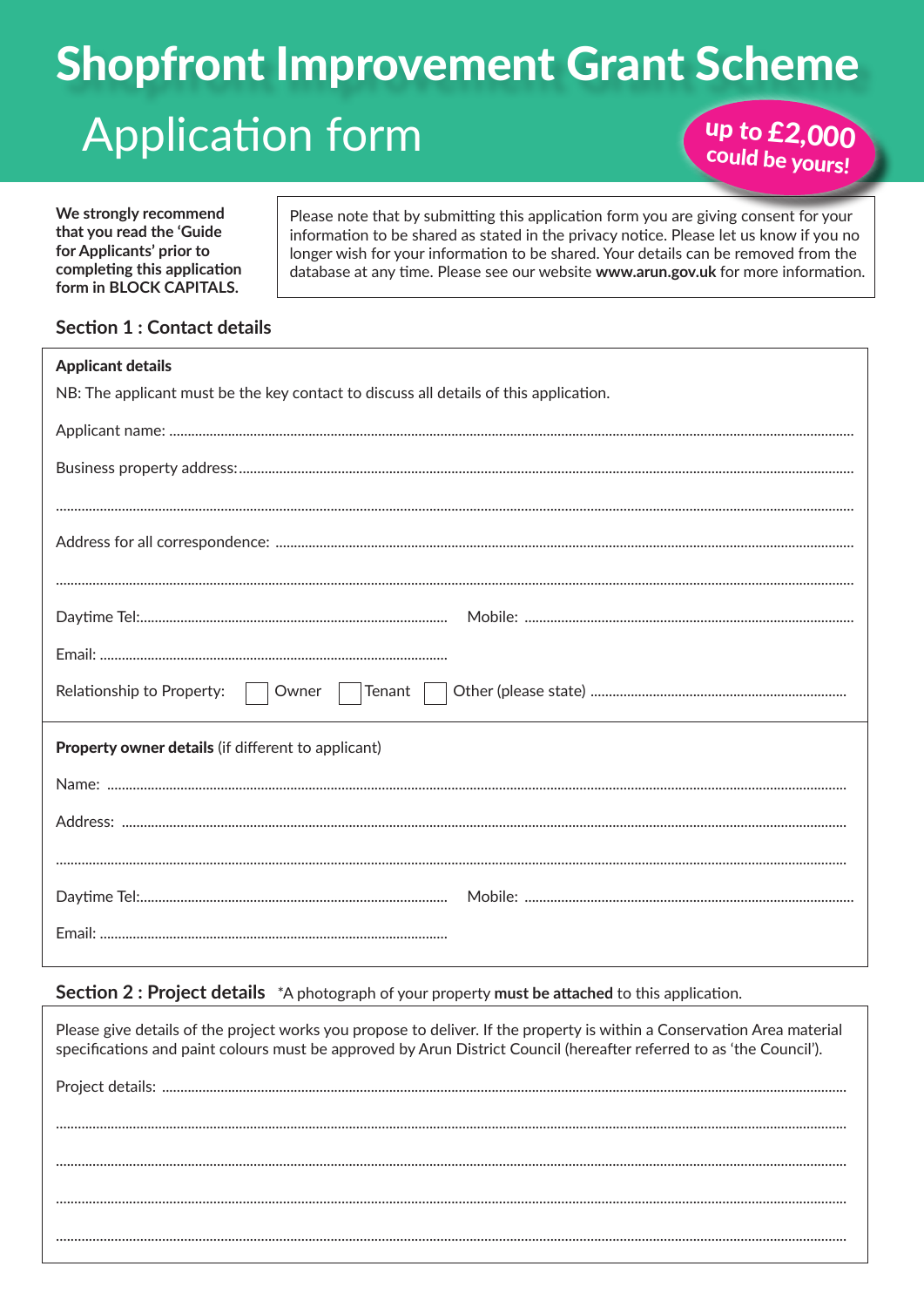# Shopfront Improvement Grant Scheme

## Application form

**up to £2,000 could be yours!**

**We strongly recommend that you read the 'Guide for Applicants' prior to completing this application form in BLOCK CAPITALS.**

Please note that by submitting this application form you are giving consent for your information to be shared as stated in the privacy notice. Please let us know if you no longer wish for your information to be shared. Your details can be removed from the database at any time. Please see our website **www.arun.gov.uk** for more information.

### Section 1 : Contact details

**Applicant details**

NB: The applicant must be the key contact to discuss all details of this application.

Applicant name: ..........................................................................................

Business property address: ..........................................................................................

..........................................................................................

Address for all correspondence: ..........................................................................................

..........................................................................................

Daytime Tel: .............................................. Mobile: ..............................................

Email: ..............................................

Relationship to Property: ☐ Owner ☐ Tenant ☐ Other (please state) ..............................................

**Property owner details** (if different to applicant)

Name: ..........................................................................................

Address: ..........................................................................................

..........................................................................................

Daytime Tel: .............................................. Mobile: ..............................................

Email: ..............................................

### Section 2 : Project details

*A photograph of your property **must be attached** to this application.

Please give details of the project works you propose to deliver. If the property is within a Conservation Area material specifications and paint colours must be approved by Arun District Council (hereafter referred to as 'the Council').

Project details: ..........................................................................................

..........................................................................................

..........................................................................................

..........................................................................................

..........................................................................................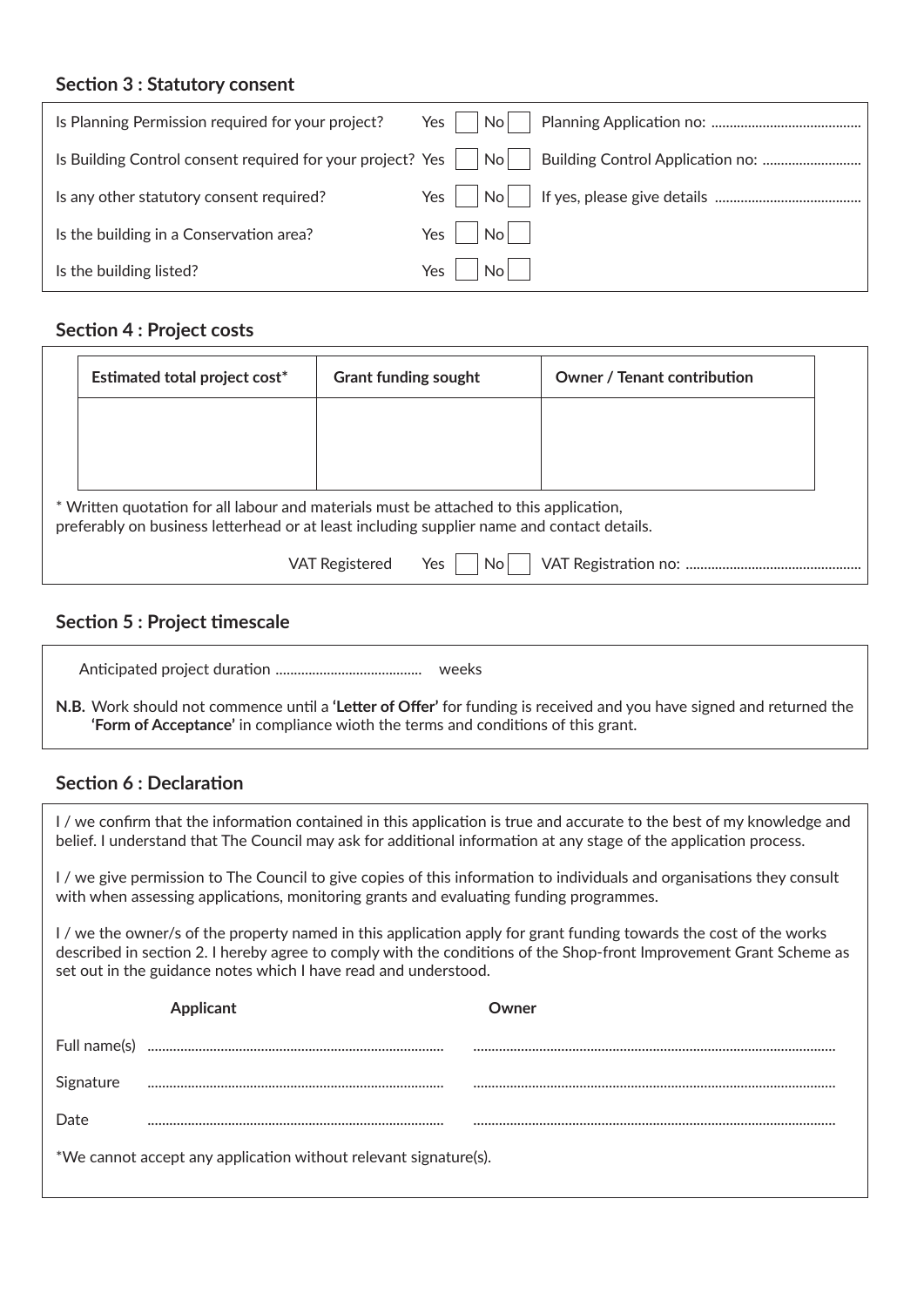## Section 3 : Statutory consent

| | | | |
|---|---|---|---|
| Is Planning Permission required for your project? | Yes ☐ | No ☐ | Planning Application no: ........................................ |
| Is Building Control consent required for your project? | Yes ☐ | No ☐ | Building Control Application no: ........................... |
| Is any other statutory consent required? | Yes ☐ | No ☐ | If yes, please give details ....................................... |
| Is the building in a Conservation area? | Yes ☐ | No ☐ | |
| Is the building listed? | Yes ☐ | No ☐ | |

## Section 4 : Project costs

| Estimated total project cost* | Grant funding sought | Owner / Tenant contribution |
|---|---|---|
| | | |

* Written quotation for all labour and materials must be attached to this application, preferably on business letterhead or at least including supplier name and contact details.

VAT Registered Yes ☐ No ☐ VAT Registration no: ...............................................

## Section 5 : Project timescale

Anticipated project duration ....................................... weeks

**N.B.** Work should not commence until a **'Letter of Offer'** for funding is received and you have signed and returned the **'Form of Acceptance'** in compliance wioth the terms and conditions of this grant.

## Section 6 : Declaration

I / we confirm that the information contained in this application is true and accurate to the best of my knowledge and belief. I understand that The Council may ask for additional information at any stage of the application process.

I / we give permission to The Council to give copies of this information to individuals and organisations they consult with when assessing applications, monitoring grants and evaluating funding programmes.

I / we the owner/s of the property named in this application apply for grant funding towards the cost of the works described in section 2. I hereby agree to comply with the conditions of the Shop-front Improvement Grant Scheme as set out in the guidance notes which I have read and understood.

| | Applicant | Owner |
|---|---|---|
| Full name(s) | ................................................................................ | .................................................................................................. |
| Signature | ................................................................................ | .................................................................................................. |
| Date | ................................................................................ | .................................................................................................. |

*We cannot accept any application without relevant signature(s).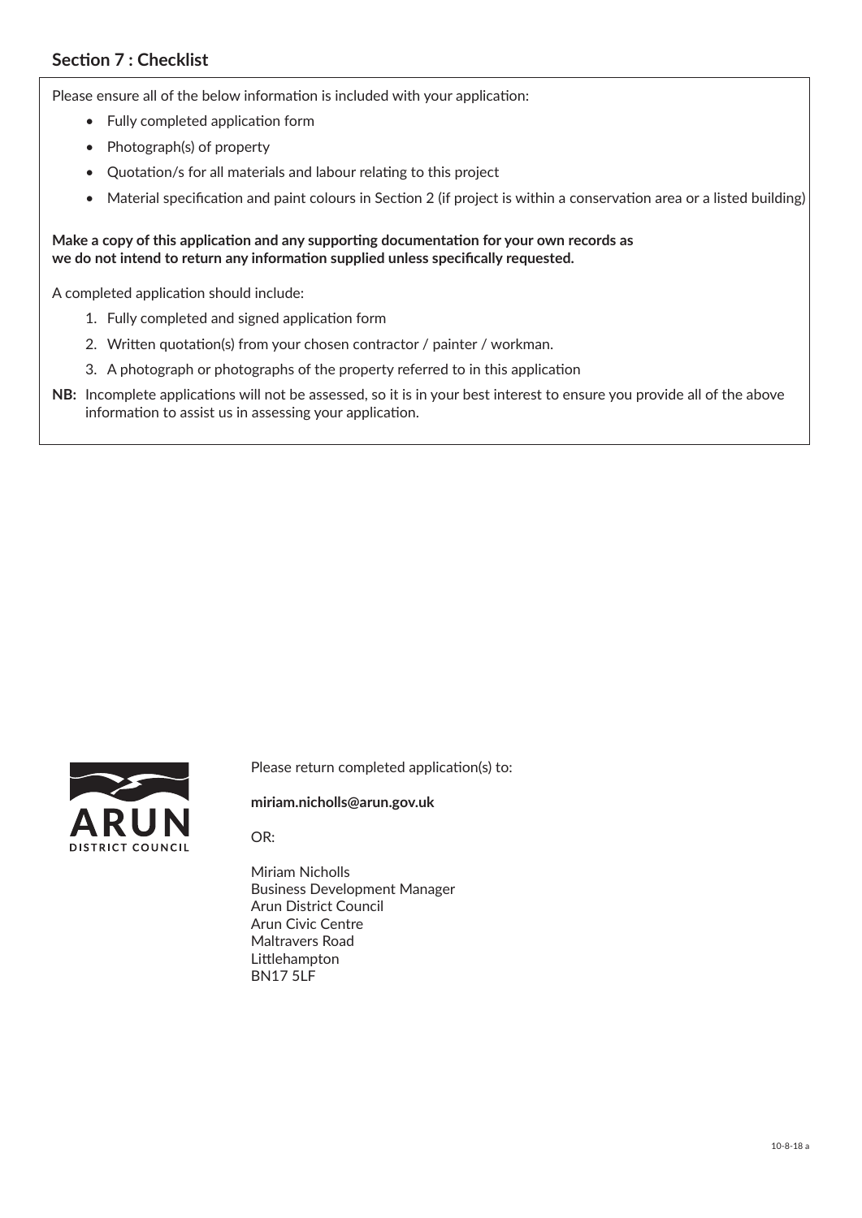## Section 7 : Checklist

Please ensure all of the below information is included with your application:

- Fully completed application form
- Photograph(s) of property
- Quotation/s for all materials and labour relating to this project
- Material specification and paint colours in Section 2 (if project is within a conservation area or a listed building)

**Make a copy of this application and any supporting documentation for your own records as we do not intend to return any information supplied unless specifically requested.**

A completed application should include:

1. Fully completed and signed application form
2. Written quotation(s) from your chosen contractor / painter / workman.
3. A photograph or photographs of the property referred to in this application

**NB:** Incomplete applications will not be assessed, so it is in your best interest to ensure you provide all of the above information to assist us in assessing your application.

ARUN DISTRICT COUNCIL

Please return completed application(s) to:

**miriam.nicholls@arun.gov.uk**

OR:

Miriam Nicholls
Business Development Manager
Arun District Council
Arun Civic Centre
Maltravers Road
Littlehampton
BN17 5LF

10-8-18 a